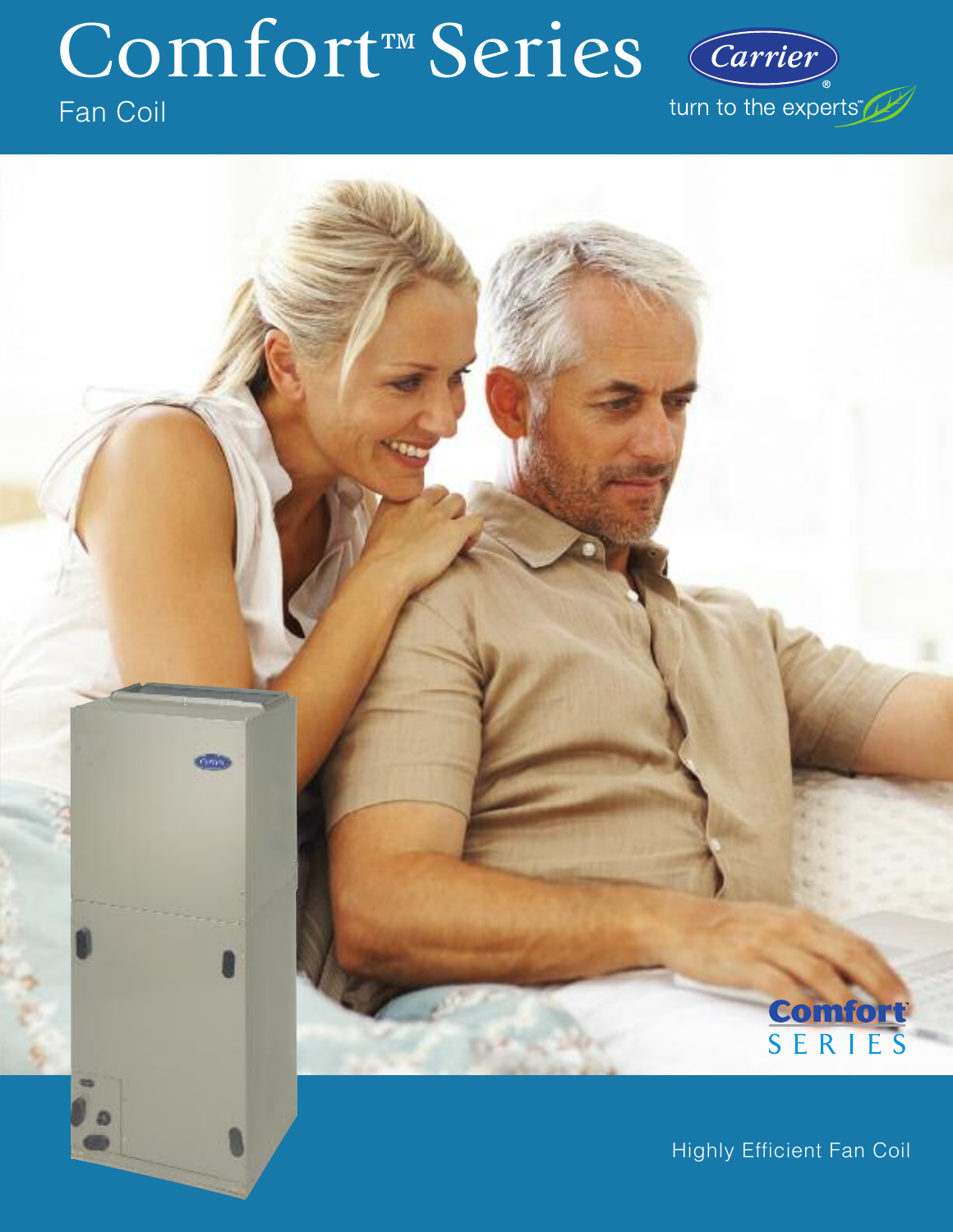# Comfort™ Series

Fan Coil

Carrier®

turn to the experts™

Comfort™ SERIES

Highly Efficient Fan Coil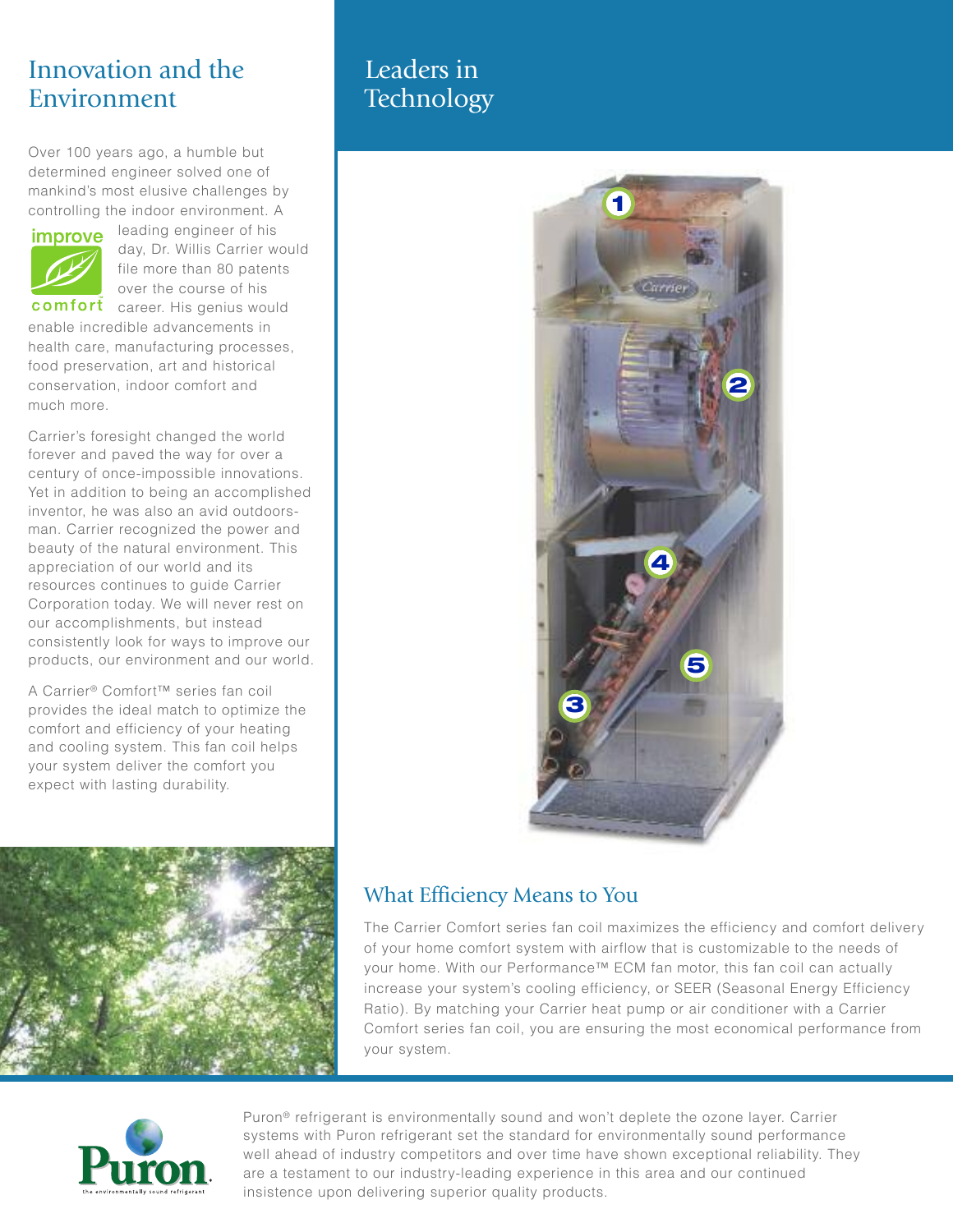## Innovation and the Environment

Over 100 years ago, a humble but determined engineer solved one of mankind's most elusive challenges by controlling the indoor environment. A leading engineer of his day, Dr. Willis Carrier would file more than 80 patents over the course of his career. His genius would enable incredible advancements in health care, manufacturing processes, food preservation, art and historical conservation, indoor comfort and much more.

Carrier's foresight changed the world forever and paved the way for over a century of once-impossible innovations. Yet in addition to being an accomplished inventor, he was also an avid outdoorsman. Carrier recognized the power and beauty of the natural environment. This appreciation of our world and its resources continues to guide Carrier Corporation today. We will never rest on our accomplishments, but instead consistently look for ways to improve our products, our environment and our world.

A Carrier® Comfort™ series fan coil provides the ideal match to optimize the comfort and efficiency of your heating and cooling system. This fan coil helps your system deliver the comfort you expect with lasting durability.

## Leaders in Technology

1

2

4

5

3

### What Efficiency Means to You

The Carrier Comfort series fan coil maximizes the efficiency and comfort delivery of your home comfort system with airflow that is customizable to the needs of your home. With our Performance™ ECM fan motor, this fan coil can actually increase your system's cooling efficiency, or SEER (Seasonal Energy Efficiency Ratio). By matching your Carrier heat pump or air conditioner with a Carrier Comfort series fan coil, you are ensuring the most economical performance from your system.

Puron® refrigerant is environmentally sound and won't deplete the ozone layer. Carrier systems with Puron refrigerant set the standard for environmentally sound performance well ahead of industry competitors and over time have shown exceptional reliability. They are a testament to our industry-leading experience in this area and our continued insistence upon delivering superior quality products.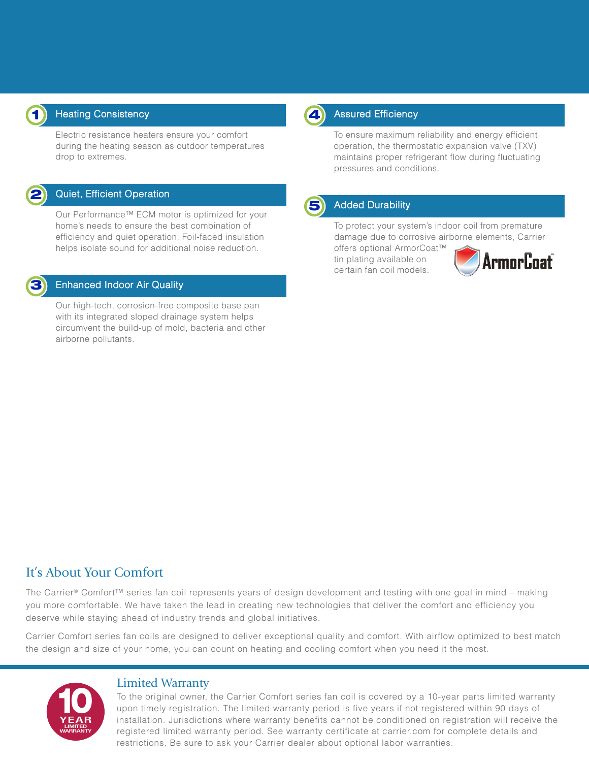## 1 Heating Consistency

Electric resistance heaters ensure your comfort during the heating season as outdoor temperatures drop to extremes.

## 2 Quiet, Efficient Operation

Our Performance™ ECM motor is optimized for your home's needs to ensure the best combination of efficiency and quiet operation. Foil-faced insulation helps isolate sound for additional noise reduction.

## 3 Enhanced Indoor Air Quality

Our high-tech, corrosion-free composite base pan with its integrated sloped drainage system helps circumvent the build-up of mold, bacteria and other airborne pollutants.

## 4 Assured Efficiency

To ensure maximum reliability and energy efficient operation, the thermostatic expansion valve (TXV) maintains proper refrigerant flow during fluctuating pressures and conditions.

## 5 Added Durability

To protect your system's indoor coil from premature damage due to corrosive airborne elements, Carrier offers optional ArmorCoat™ tin plating available on certain fan coil models.

ArmorCoat™

# It's About Your Comfort

The Carrier® Comfort™ series fan coil represents years of design development and testing with one goal in mind – making you more comfortable. We have taken the lead in creating new technologies that deliver the comfort and efficiency you deserve while staying ahead of industry trends and global initiatives.

Carrier Comfort series fan coils are designed to deliver exceptional quality and comfort. With airflow optimized to best match the design and size of your home, you can count on heating and cooling comfort when you need it the most.

10 YEAR LIMITED WARRANTY

## Limited Warranty

To the original owner, the Carrier Comfort series fan coil is covered by a 10-year parts limited warranty upon timely registration. The limited warranty period is five years if not registered within 90 days of installation. Jurisdictions where warranty benefits cannot be conditioned on registration will receive the registered limited warranty period. See warranty certificate at carrier.com for complete details and restrictions. Be sure to ask your Carrier dealer about optional labor warranties.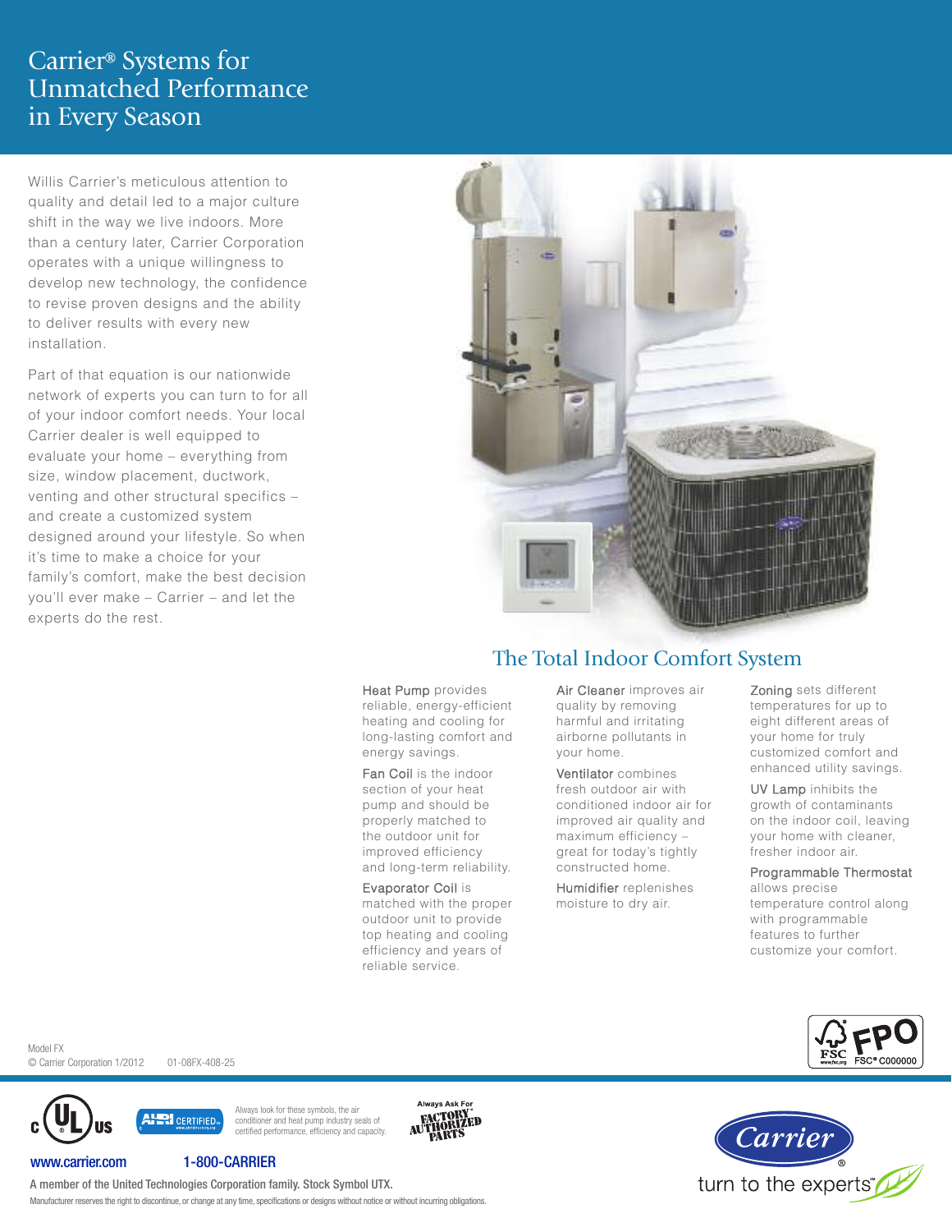# Carrier® Systems for Unmatched Performance in Every Season

Willis Carrier's meticulous attention to quality and detail led to a major culture shift in the way we live indoors. More than a century later, Carrier Corporation operates with a unique willingness to develop new technology, the confidence to revise proven designs and the ability to deliver results with every new installation.

Part of that equation is our nationwide network of experts you can turn to for all of your indoor comfort needs. Your local Carrier dealer is well equipped to evaluate your home – everything from size, window placement, ductwork, venting and other structural specifics – and create a customized system designed around your lifestyle. So when it's time to make a choice for your family's comfort, make the best decision you'll ever make – Carrier – and let the experts do the rest.

## The Total Indoor Comfort System

**Heat Pump** provides reliable, energy-efficient heating and cooling for long-lasting comfort and energy savings.

**Fan Coil** is the indoor section of your heat pump and should be properly matched to the outdoor unit for improved efficiency and long-term reliability.

**Evaporator Coil** is matched with the proper outdoor unit to provide top heating and cooling efficiency and years of reliable service.

**Air Cleaner** improves air quality by removing harmful and irritating airborne pollutants in your home.

**Ventilator** combines fresh outdoor air with conditioned indoor air for improved air quality and maximum efficiency – great for today's tightly constructed home.

**Humidifier** replenishes moisture to dry air.

**Zoning** sets different temperatures for up to eight different areas of your home for truly customized comfort and enhanced utility savings.

**UV Lamp** inhibits the growth of contaminants on the indoor coil, leaving your home with cleaner, fresher indoor air.

**Programmable Thermostat** allows precise temperature control along with programmable features to further customize your comfort.

Model FX
© Carrier Corporation 1/2012 01-08FX-408-25

FSC® C000000

Always look for these symbols, the air conditioner and heat pump industry seals of certified performance, efficiency and capacity.

Always Ask For FACTORY AUTHORIZED PARTS

www.carrier.com 1-800-CARRIER

A member of the United Technologies Corporation family. Stock Symbol UTX.

Manufacturer reserves the right to discontinue, or change at any time, specifications or designs without notice or without incurring obligations.

Carrier — turn to the experts™